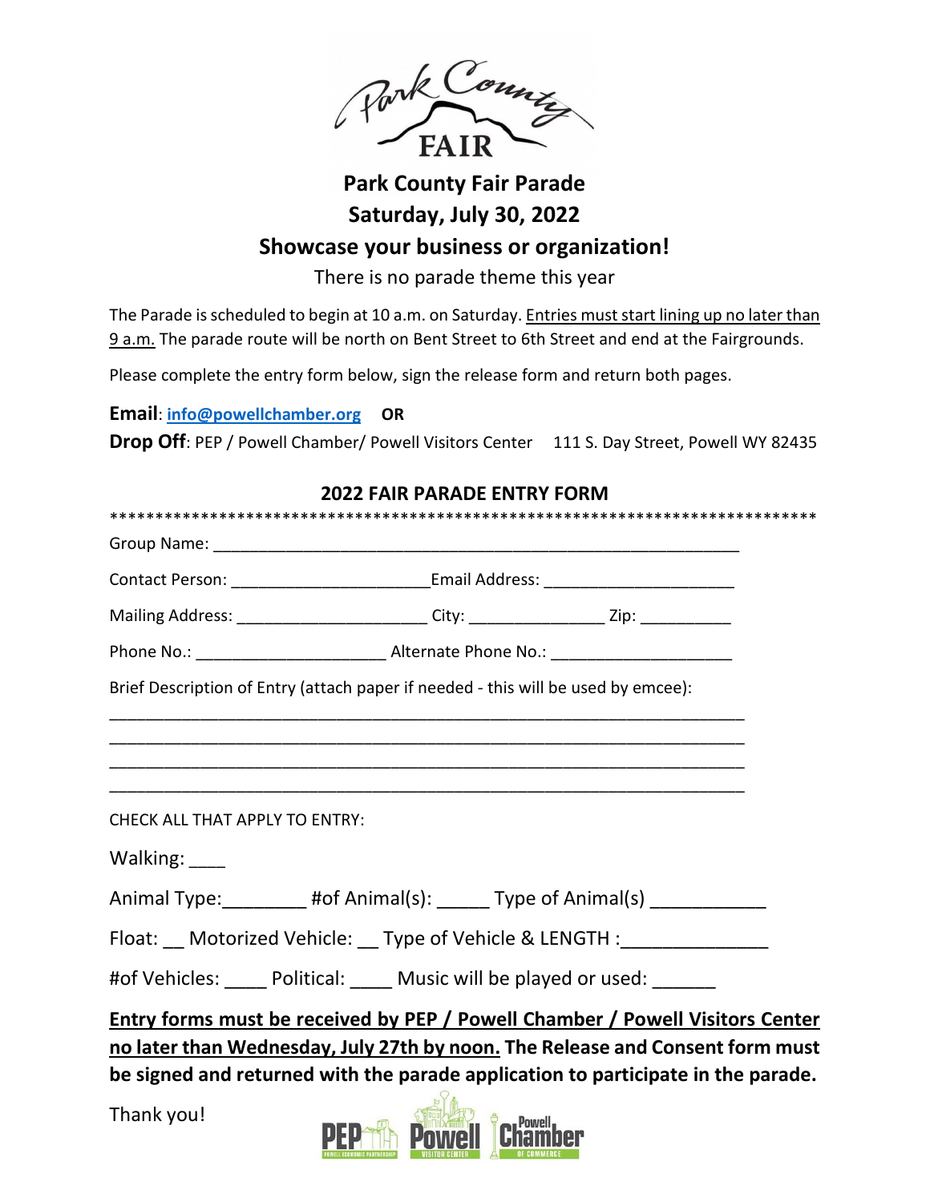# Park County Fair Parade
## Saturday, July 30, 2022
## Showcase your business or organization!

There is no parade theme this year

The Parade is scheduled to begin at 10 a.m. on Saturday. Entries must start lining up no later than 9 a.m. The parade route will be north on Bent Street to 6th Street and end at the Fairgrounds.

Please complete the entry form below, sign the release form and return both pages.

**Email**: **info@powellchamber.org** **OR**

**Drop Off**: PEP / Powell Chamber/ Powell Visitors Center 111 S. Day Street, Powell WY 82435

## 2022 FAIR PARADE ENTRY FORM

*****************************************************************************

Group Name: ____________________________________________________________

Contact Person: _____________________ Email Address: _____________________

Mailing Address: _____________________ City: _______________ Zip: __________

Phone No.: _____________________ Alternate Phone No.: ____________________

Brief Description of Entry (attach paper if needed - this will be used by emcee):

_________________________________________________________________________

_________________________________________________________________________

_________________________________________________________________________

_________________________________________________________________________

CHECK ALL THAT APPLY TO ENTRY:

Walking: ____

Animal Type:________ #of Animal(s): _____ Type of Animal(s) ___________

Float: __ Motorized Vehicle: __ Type of Vehicle & LENGTH :______________

#of Vehicles: ____ Political: ____ Music will be played or used: ______

**Entry forms must be received by PEP / Powell Chamber / Powell Visitors Center no later than Wednesday, July 27th by noon. The Release and Consent form must be signed and returned with the parade application to participate in the parade.**

Thank you!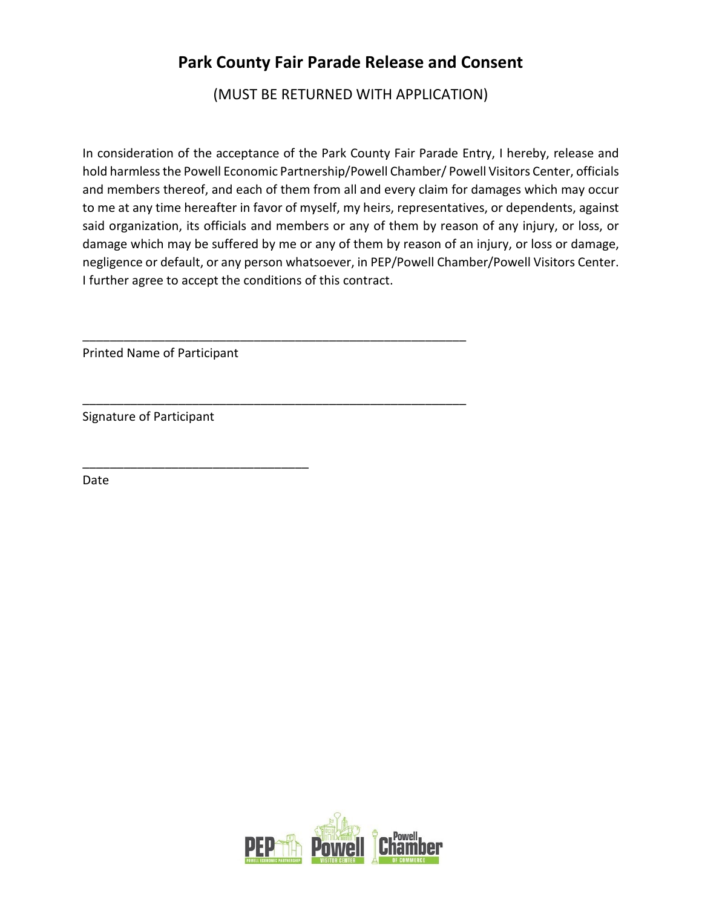# Park County Fair Parade Release and Consent

(MUST BE RETURNED WITH APPLICATION)

In consideration of the acceptance of the Park County Fair Parade Entry, I hereby, release and hold harmless the Powell Economic Partnership/Powell Chamber/ Powell Visitors Center, officials and members thereof, and each of them from all and every claim for damages which may occur to me at any time hereafter in favor of myself, my heirs, representatives, or dependents, against said organization, its officials and members or any of them by reason of any injury, or loss, or damage which may be suffered by me or any of them by reason of an injury, or loss or damage, negligence or default, or any person whatsoever, in PEP/Powell Chamber/Powell Visitors Center. I further agree to accept the conditions of this contract.

_________________________________________________________
Printed Name of Participant

_________________________________________________________
Signature of Participant

__________________________________
Date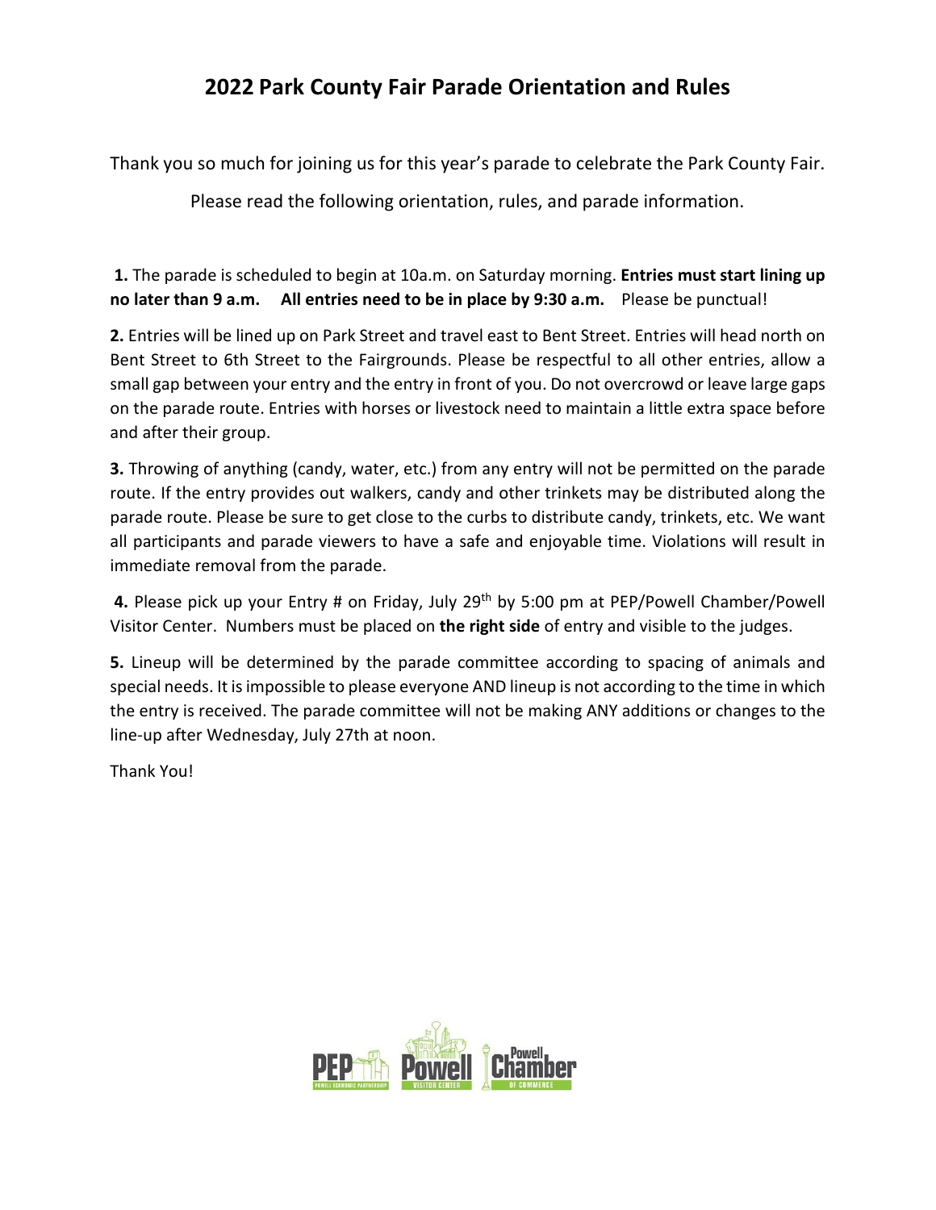# 2022 Park County Fair Parade Orientation and Rules

Thank you so much for joining us for this year's parade to celebrate the Park County Fair.

Please read the following orientation, rules, and parade information.

**1.** The parade is scheduled to begin at 10a.m. on Saturday morning. **Entries must start lining up no later than 9 a.m. All entries need to be in place by 9:30 a.m.** Please be punctual!

**2.** Entries will be lined up on Park Street and travel east to Bent Street. Entries will head north on Bent Street to 6th Street to the Fairgrounds. Please be respectful to all other entries, allow a small gap between your entry and the entry in front of you. Do not overcrowd or leave large gaps on the parade route. Entries with horses or livestock need to maintain a little extra space before and after their group.

**3.** Throwing of anything (candy, water, etc.) from any entry will not be permitted on the parade route. If the entry provides out walkers, candy and other trinkets may be distributed along the parade route. Please be sure to get close to the curbs to distribute candy, trinkets, etc. We want all participants and parade viewers to have a safe and enjoyable time. Violations will result in immediate removal from the parade.

**4.** Please pick up your Entry # on Friday, July 29th by 5:00 pm at PEP/Powell Chamber/Powell Visitor Center. Numbers must be placed on **the right side** of entry and visible to the judges.

**5.** Lineup will be determined by the parade committee according to spacing of animals and special needs. It is impossible to please everyone AND lineup is not according to the time in which the entry is received. The parade committee will not be making ANY additions or changes to the line-up after Wednesday, July 27th at noon.

Thank You!

PEP POWELL ECONOMIC PARTNERSHIP | Powell VISITOR CENTER | Powell Chamber OF COMMERCE